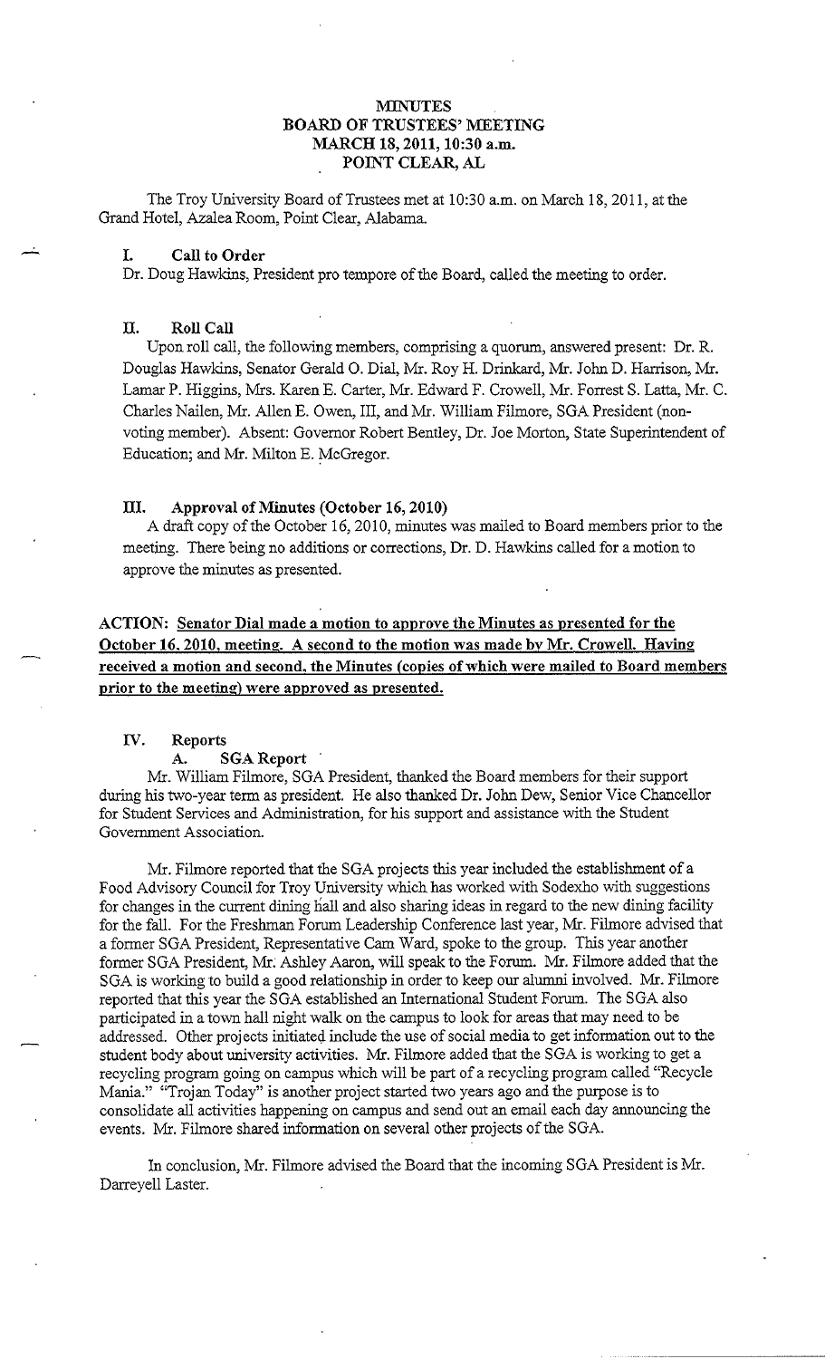# MINUTES
# BOARD OF TRUSTEES' MEETING
# MARCH 18, 2011, 10:30 a.m.
# POINT CLEAR, AL

The Troy University Board of Trustees met at 10:30 a.m. on March 18, 2011, at the Grand Hotel, Azalea Room, Point Clear, Alabama.

## I. Call to Order

Dr. Doug Hawkins, President pro tempore of the Board, called the meeting to order.

## II. Roll Call

Upon roll call, the following members, comprising a quorum, answered present: Dr. R. Douglas Hawkins, Senator Gerald O. Dial, Mr. Roy H. Drinkard, Mr. John D. Harrison, Mr. Lamar P. Higgins, Mrs. Karen E. Carter, Mr. Edward F. Crowell, Mr. Forrest S. Latta, Mr. C. Charles Nailen, Mr. Allen E. Owen, III, and Mr. William Filmore, SGA President (non-voting member). Absent: Governor Robert Bentley, Dr. Joe Morton, State Superintendent of Education; and Mr. Milton E. McGregor.

## III. Approval of Minutes (October 16, 2010)

A draft copy of the October 16, 2010, minutes was mailed to Board members prior to the meeting. There being no additions or corrections, Dr. D. Hawkins called for a motion to approve the minutes as presented.

**ACTION: Senator Dial made a motion to approve the Minutes as presented for the October 16, 2010, meeting. A second to the motion was made by Mr. Crowell. Having received a motion and second, the Minutes (copies of which were mailed to Board members prior to the meeting) were approved as presented.**

## IV. Reports

### A. SGA Report

Mr. William Filmore, SGA President, thanked the Board members for their support during his two-year term as president. He also thanked Dr. John Dew, Senior Vice Chancellor for Student Services and Administration, for his support and assistance with the Student Government Association.

Mr. Filmore reported that the SGA projects this year included the establishment of a Food Advisory Council for Troy University which has worked with Sodexho with suggestions for changes in the current dining hall and also sharing ideas in regard to the new dining facility for the fall. For the Freshman Forum Leadership Conference last year, Mr. Filmore advised that a former SGA President, Representative Cam Ward, spoke to the group. This year another former SGA President, Mr. Ashley Aaron, will speak to the Forum. Mr. Filmore added that the SGA is working to build a good relationship in order to keep our alumni involved. Mr. Filmore reported that this year the SGA established an International Student Forum. The SGA also participated in a town hall night walk on the campus to look for areas that may need to be addressed. Other projects initiated include the use of social media to get information out to the student body about university activities. Mr. Filmore added that the SGA is working to get a recycling program going on campus which will be part of a recycling program called "Recycle Mania." "Trojan Today" is another project started two years ago and the purpose is to consolidate all activities happening on campus and send out an email each day announcing the events. Mr. Filmore shared information on several other projects of the SGA.

In conclusion, Mr. Filmore advised the Board that the incoming SGA President is Mr. Darreyell Laster.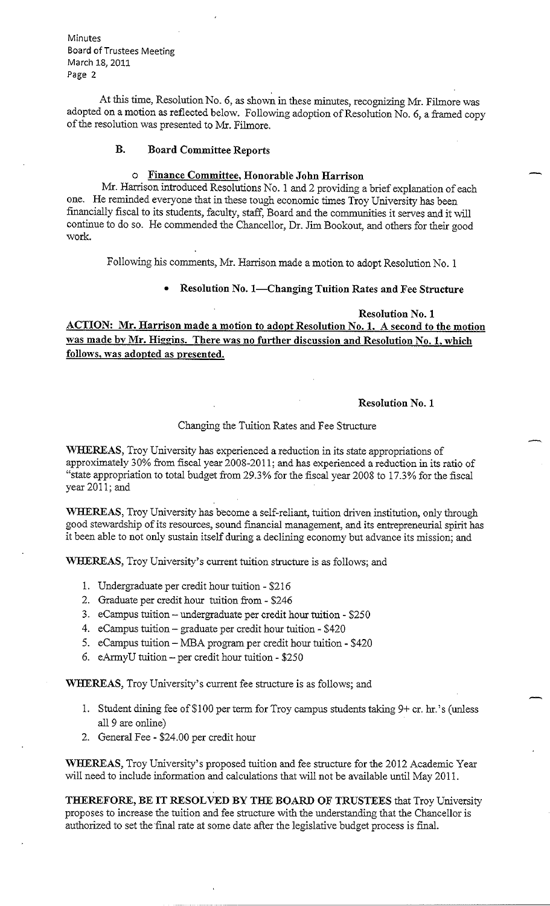At this time, Resolution No. 6, as shown in these minutes, recognizing Mr. Filmore was adopted on a motion as reflected below. Following adoption of Resolution No. 6, a framed copy of the resolution was presented to Mr. Filmore.

### B. Board Committee Reports

- **Finance Committee, Honorable John Harrison**

Mr. Harrison introduced Resolutions No. 1 and 2 providing a brief explanation of each one. He reminded everyone that in these tough economic times Troy University has been financially fiscal to its students, faculty, staff, Board and the communities it serves and it will continue to do so. He commended the Chancellor, Dr. Jim Bookout, and others for their good work.

Following his comments, Mr. Harrison made a motion to adopt Resolution No. 1

- **Resolution No. 1—Changing Tuition Rates and Fee Structure**

**Resolution No. 1**

**ACTION: Mr. Harrison made a motion to adopt Resolution No. 1. A second to the motion was made by Mr. Higgins. There was no further discussion and Resolution No. 1, which follows, was adopted as presented.**

**Resolution No. 1**

Changing the Tuition Rates and Fee Structure

**WHEREAS**, Troy University has experienced a reduction in its state appropriations of approximately 30% from fiscal year 2008-2011; and has experienced a reduction in its ratio of "state appropriation to total budget from 29.3% for the fiscal year 2008 to 17.3% for the fiscal year 2011; and

**WHEREAS**, Troy University has become a self-reliant, tuition driven institution, only through good stewardship of its resources, sound financial management, and its entrepreneurial spirit has it been able to not only sustain itself during a declining economy but advance its mission; and

**WHEREAS**, Troy University's current tuition structure is as follows; and

1. Undergraduate per credit hour tuition - $216
2. Graduate per credit hour tuition from - $246
3. eCampus tuition – undergraduate per credit hour tuition - $250
4. eCampus tuition – graduate per credit hour tuition - $420
5. eCampus tuition – MBA program per credit hour tuition - $420
6. eArmyU tuition – per credit hour tuition - $250

**WHEREAS**, Troy University's current fee structure is as follows; and

1. Student dining fee of $100 per term for Troy campus students taking 9+ cr. hr.'s (unless all 9 are online)
2. General Fee - $24.00 per credit hour

**WHEREAS**, Troy University's proposed tuition and fee structure for the 2012 Academic Year will need to include information and calculations that will not be available until May 2011.

**THEREFORE, BE IT RESOLVED BY THE BOARD OF TRUSTEES** that Troy University proposes to increase the tuition and fee structure with the understanding that the Chancellor is authorized to set the final rate at some date after the legislative budget process is final.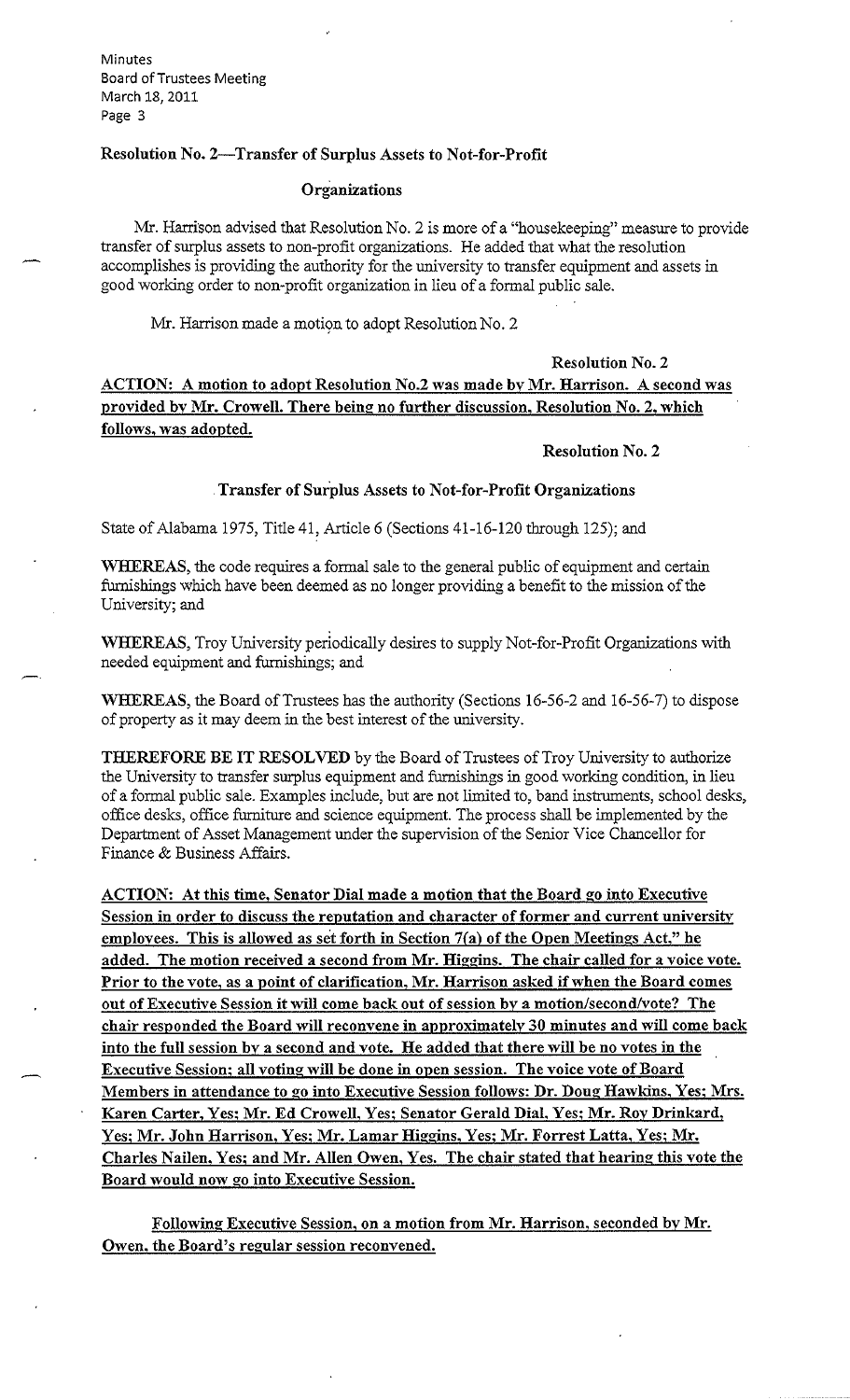**Resolution No. 2—Transfer of Surplus Assets to Not-for-Profit**

**Organizations**

Mr. Harrison advised that Resolution No. 2 is more of a "housekeeping" measure to provide transfer of surplus assets to non-profit organizations. He added that what the resolution accomplishes is providing the authority for the university to transfer equipment and assets in good working order to non-profit organization in lieu of a formal public sale.

Mr. Harrison made a motion to adopt Resolution No. 2

**Resolution No. 2**

**ACTION: A motion to adopt Resolution No.2 was made by Mr. Harrison. A second was provided by Mr. Crowell. There being no further discussion, Resolution No. 2, which follows, was adopted.**

**Resolution No. 2**

**Transfer of Surplus Assets to Not-for-Profit Organizations**

State of Alabama 1975, Title 41, Article 6 (Sections 41-16-120 through 125); and

**WHEREAS**, the code requires a formal sale to the general public of equipment and certain furnishings which have been deemed as no longer providing a benefit to the mission of the University; and

**WHEREAS**, Troy University periodically desires to supply Not-for-Profit Organizations with needed equipment and furnishings; and

**WHEREAS**, the Board of Trustees has the authority (Sections 16-56-2 and 16-56-7) to dispose of property as it may deem in the best interest of the university.

**THEREFORE BE IT RESOLVED** by the Board of Trustees of Troy University to authorize the University to transfer surplus equipment and furnishings in good working condition, in lieu of a formal public sale. Examples include, but are not limited to, band instruments, school desks, office desks, office furniture and science equipment. The process shall be implemented by the Department of Asset Management under the supervision of the Senior Vice Chancellor for Finance & Business Affairs.

**ACTION: At this time, Senator Dial made a motion that the Board go into Executive Session in order to discuss the reputation and character of former and current university employees. This is allowed as set forth in Section 7(a) of the Open Meetings Act," he added. The motion received a second from Mr. Higgins. The chair called for a voice vote. Prior to the vote, as a point of clarification, Mr. Harrison asked if when the Board comes out of Executive Session it will come back out of session by a motion/second/vote? The chair responded the Board will reconvene in approximately 30 minutes and will come back into the full session by a second and vote. He added that there will be no votes in the Executive Session; all voting will be done in open session. The voice vote of Board Members in attendance to go into Executive Session follows: Dr. Doug Hawkins, Yes; Mrs. Karen Carter, Yes; Mr. Ed Crowell, Yes; Senator Gerald Dial, Yes; Mr. Roy Drinkard, Yes; Mr. John Harrison, Yes; Mr. Lamar Higgins, Yes; Mr. Forrest Latta, Yes; Mr. Charles Nailen, Yes; and Mr. Allen Owen, Yes. The chair stated that hearing this vote the Board would now go into Executive Session.**

**Following Executive Session, on a motion from Mr. Harrison, seconded by Mr. Owen, the Board's regular session reconvened.**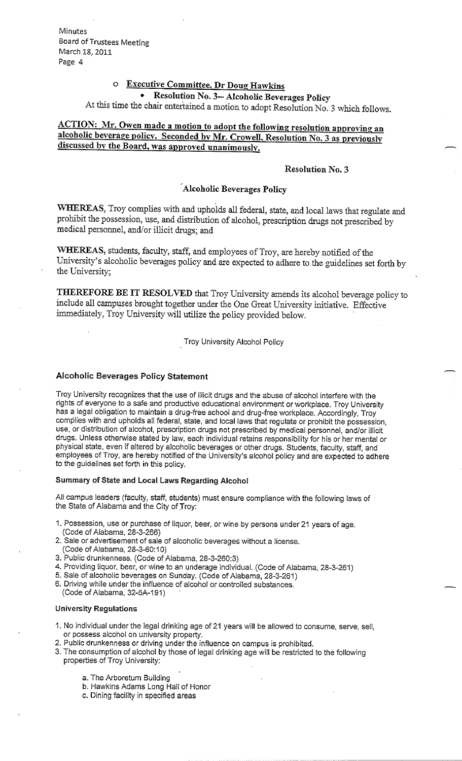- **Executive Committee, Dr Doug Hawkins**
  - **Resolution No. 3-- Alcoholic Beverages Policy**

At this time the chair entertained a motion to adopt Resolution No. 3 which follows.

**ACTION: Mr. Owen made a motion to adopt the following resolution approving an alcoholic beverage policy. Seconded by Mr. Crowell. Resolution No. 3 as previously discussed by the Board, was approved unanimously.**

**Resolution No. 3**

**Alcoholic Beverages Policy**

**WHEREAS**, Troy complies with and upholds all federal, state, and local laws that regulate and prohibit the possession, use, and distribution of alcohol, prescription drugs not prescribed by medical personnel, and/or illicit drugs; and

**WHEREAS**, students, faculty, staff, and employees of Troy, are hereby notified of the University's alcoholic beverages policy and are expected to adhere to the guidelines set forth by the University;

**THEREFORE BE IT RESOLVED** that Troy University amends its alcohol beverage policy to include all campuses brought together under the One Great University initiative. Effective immediately, Troy University will utilize the policy provided below.

Troy University Alcohol Policy

### Alcoholic Beverages Policy Statement

Troy University recognizes that the use of illicit drugs and the abuse of alcohol interfere with the rights of everyone to a safe and productive educational environment or workplace. Troy University has a legal obligation to maintain a drug-free school and drug-free workplace. Accordingly, Troy complies with and upholds all federal, state, and local laws that regulate or prohibit the possession, use, or distribution of alcohol, prescription drugs not prescribed by medical personnel, and/or illicit drugs. Unless otherwise stated by law, each individual retains responsibility for his or her mental or physical state, even if altered by alcoholic beverages or other drugs. Students, faculty, staff, and employees of Troy, are hereby notified of the University's alcohol policy and are expected to adhere to the guidelines set forth in this policy.

#### Summary of State and Local Laws Regarding Alcohol

All campus leaders (faculty, staff, students) must ensure compliance with the following laws of the State of Alabama and the City of Troy:

1. Possession, use or purchase of liquor, beer, or wine by persons under 21 years of age. (Code of Alabama, 28-3-266)
2. Sale or advertisement of sale of alcoholic beverages without a license. (Code of Alabama, 28-3-60:10)
3. Public drunkenness. (Code of Alabama, 28-3-260:3)
4. Providing liquor, beer, or wine to an underage individual. (Code of Alabama, 28-3-261)
5. Sale of alcoholic beverages on Sunday. (Code of Alabama, 28-3-261)
6. Driving while under the influence of alcohol or controlled substances. (Code of Alabama, 32-5A-191)

#### University Regulations

1. No individual under the legal drinking age of 21 years will be allowed to consume, serve, sell, or possess alcohol on university property.
2. Public drunkenness or driving under the influence on campus is prohibited.
3. The consumption of alcohol by those of legal drinking age will be restricted to the following properties of Troy University:

   a. The Arboretum Building
   b. Hawkins Adams Long Hall of Honor
   c. Dining facility in specified areas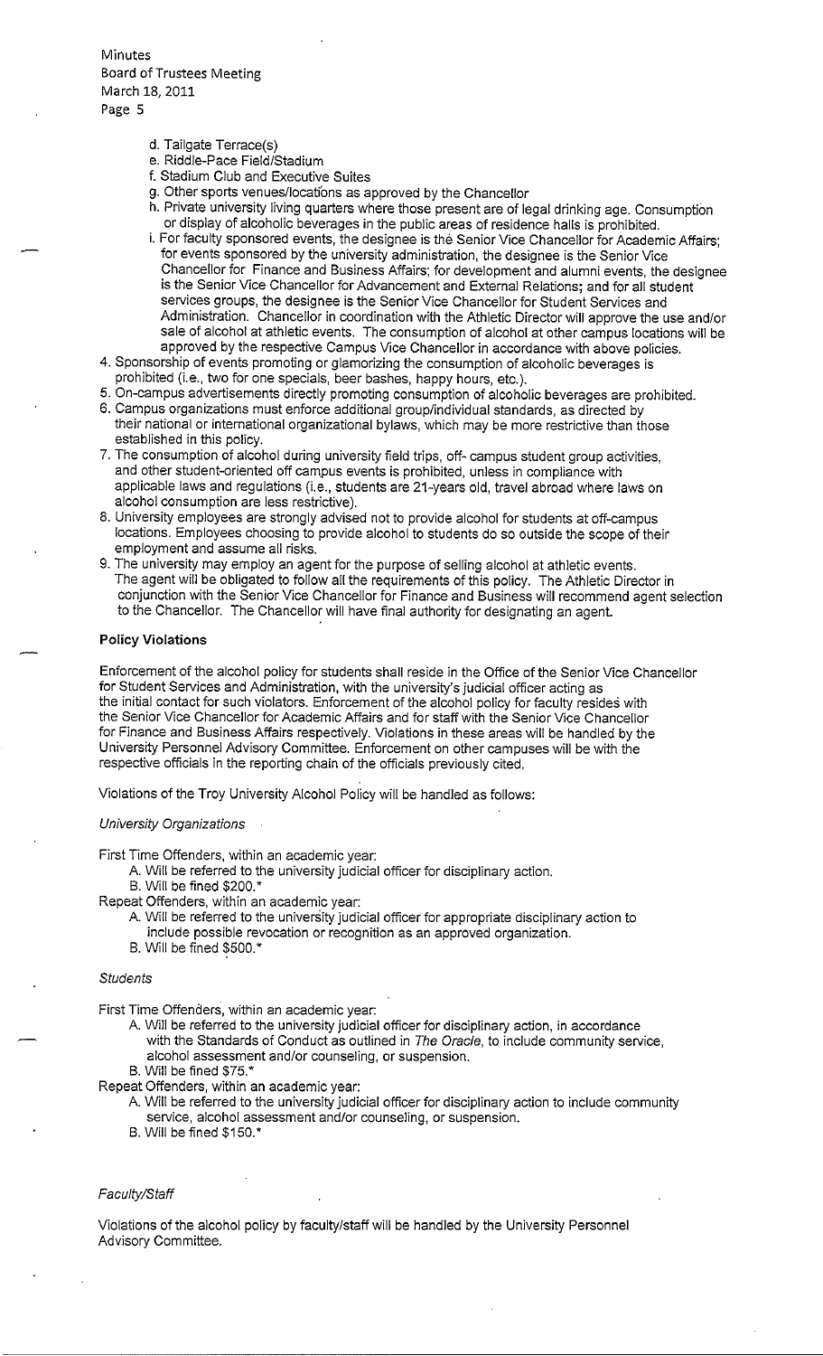d. Tailgate Terrace(s)
e. Riddle-Pace Field/Stadium
f. Stadium Club and Executive Suites
g. Other sports venues/locations as approved by the Chancellor
h. Private university living quarters where those present are of legal drinking age. Consumption or display of alcoholic beverages in the public areas of residence halls is prohibited.
i. For faculty sponsored events, the designee is the Senior Vice Chancellor for Academic Affairs; for events sponsored by the university administration, the designee is the Senior Vice Chancellor for Finance and Business Affairs; for development and alumni events, the designee is the Senior Vice Chancellor for Advancement and External Relations; and for all student services groups, the designee is the Senior Vice Chancellor for Student Services and Administration. Chancellor in coordination with the Athletic Director will approve the use and/or sale of alcohol at athletic events. The consumption of alcohol at other campus locations will be approved by the respective Campus Vice Chancellor in accordance with above policies.

4. Sponsorship of events promoting or glamorizing the consumption of alcoholic beverages is prohibited (i.e., two for one specials, beer bashes, happy hours, etc.).
5. On-campus advertisements directly promoting consumption of alcoholic beverages are prohibited.
6. Campus organizations must enforce additional group/individual standards, as directed by their national or international organizational bylaws, which may be more restrictive than those established in this policy.
7. The consumption of alcohol during university field trips, off- campus student group activities, and other student-oriented off campus events is prohibited, unless in compliance with applicable laws and regulations (i.e., students are 21-years old, travel abroad where laws on alcohol consumption are less restrictive).
8. University employees are strongly advised not to provide alcohol for students at off-campus locations. Employees choosing to provide alcohol to students do so outside the scope of their employment and assume all risks.
9. The university may employ an agent for the purpose of selling alcohol at athletic events. The agent will be obligated to follow all the requirements of this policy. The Athletic Director in conjunction with the Senior Vice Chancellor for Finance and Business will recommend agent selection to the Chancellor. The Chancellor will have final authority for designating an agent.

**Policy Violations**

Enforcement of the alcohol policy for students shall reside in the Office of the Senior Vice Chancellor for Student Services and Administration, with the university's judicial officer acting as the initial contact for such violators. Enforcement of the alcohol policy for faculty resides with the Senior Vice Chancellor for Academic Affairs and for staff with the Senior Vice Chancellor for Finance and Business Affairs respectively. Violations in these areas will be handled by the University Personnel Advisory Committee. Enforcement on other campuses will be with the respective officials in the reporting chain of the officials previously cited.

Violations of the Troy University Alcohol Policy will be handled as follows:

*University Organizations*

First Time Offenders, within an academic year:
- A. Will be referred to the university judicial officer for disciplinary action.
- B. Will be fined $200.*

Repeat Offenders, within an academic year:
- A. Will be referred to the university judicial officer for appropriate disciplinary action to include possible revocation or recognition as an approved organization.
- B. Will be fined $500.*

*Students*

First Time Offenders, within an academic year:
- A. Will be referred to the university judicial officer for disciplinary action, in accordance with the Standards of Conduct as outlined in *The Oracle*, to include community service, alcohol assessment and/or counseling, or suspension.
- B. Will be fined $75.*

Repeat Offenders, within an academic year:
- A. Will be referred to the university judicial officer for disciplinary action to include community service, alcohol assessment and/or counseling, or suspension.
- B. Will be fined $150.*

*Faculty/Staff*

Violations of the alcohol policy by faculty/staff will be handled by the University Personnel Advisory Committee.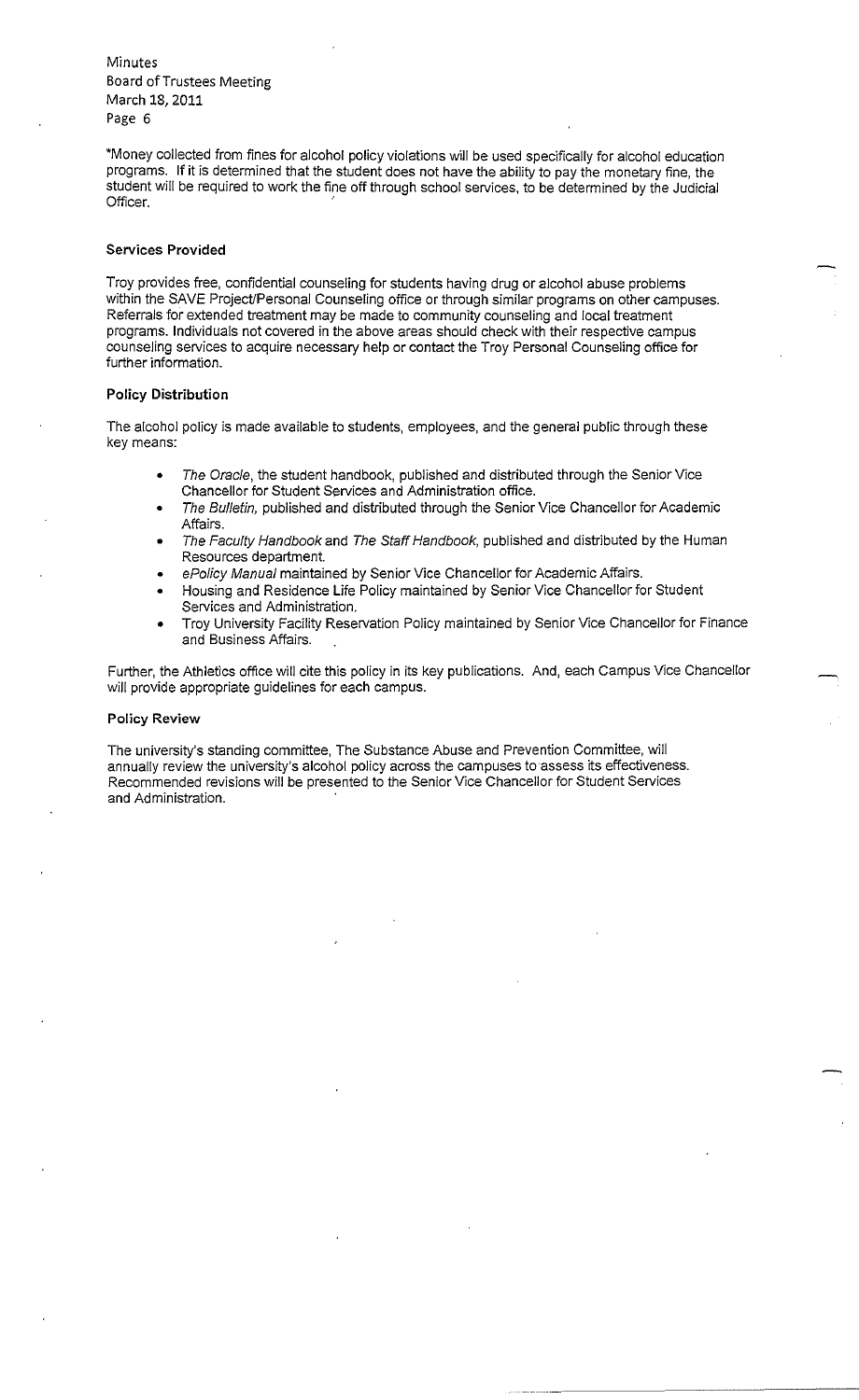*Money collected from fines for alcohol policy violations will be used specifically for alcohol education programs. If it is determined that the student does not have the ability to pay the monetary fine, the student will be required to work the fine off through school services, to be determined by the Judicial Officer.

### Services Provided

Troy provides free, confidential counseling for students having drug or alcohol abuse problems within the SAVE Project/Personal Counseling office or through similar programs on other campuses. Referrals for extended treatment may be made to community counseling and local treatment programs. Individuals not covered in the above areas should check with their respective campus counseling services to acquire necessary help or contact the Troy Personal Counseling office for further information.

### Policy Distribution

The alcohol policy is made available to students, employees, and the general public through these key means:

- *The Oracle*, the student handbook, published and distributed through the Senior Vice Chancellor for Student Services and Administration office.
- *The Bulletin*, published and distributed through the Senior Vice Chancellor for Academic Affairs.
- *The Faculty Handbook* and *The Staff Handbook*, published and distributed by the Human Resources department.
- *ePolicy Manual* maintained by Senior Vice Chancellor for Academic Affairs.
- Housing and Residence Life Policy maintained by Senior Vice Chancellor for Student Services and Administration.
- Troy University Facility Reservation Policy maintained by Senior Vice Chancellor for Finance and Business Affairs.

Further, the Athletics office will cite this policy in its key publications. And, each Campus Vice Chancellor will provide appropriate guidelines for each campus.

### Policy Review

The university's standing committee, The Substance Abuse and Prevention Committee, will annually review the university's alcohol policy across the campuses to assess its effectiveness. Recommended revisions will be presented to the Senior Vice Chancellor for Student Services and Administration.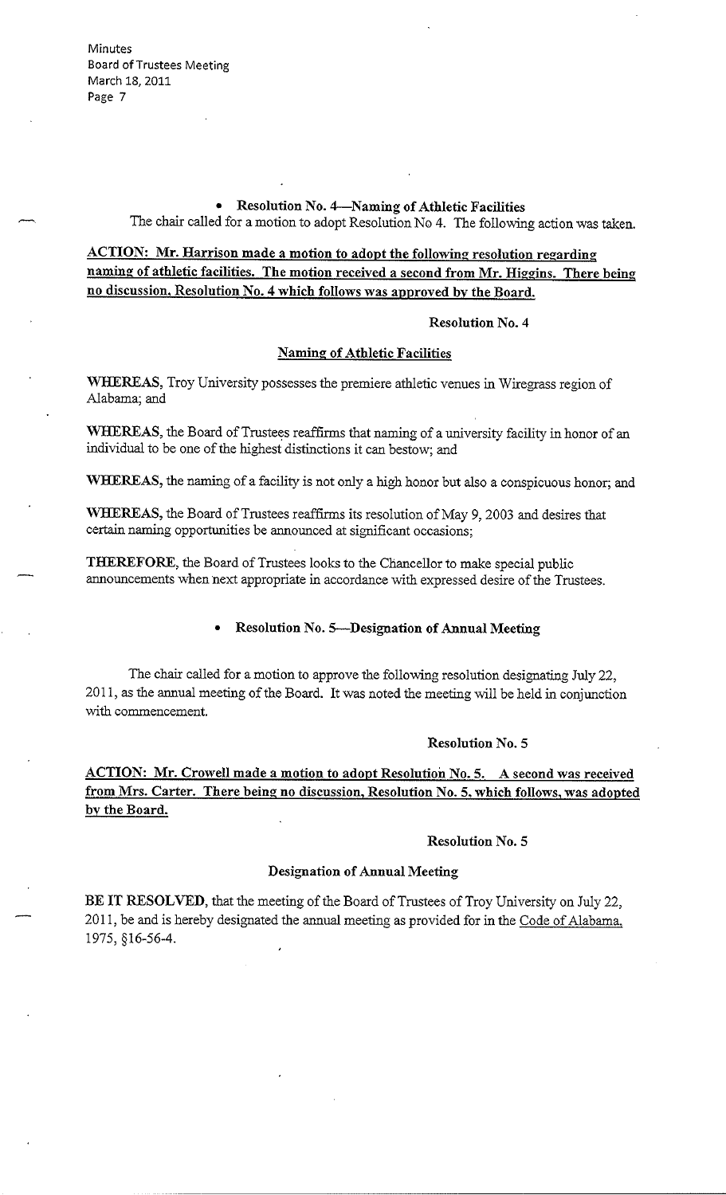- **Resolution No. 4—Naming of Athletic Facilities**

The chair called for a motion to adopt Resolution No 4. The following action was taken.

**ACTION: Mr. Harrison made a motion to adopt the following resolution regarding naming of athletic facilities. The motion received a second from Mr. Higgins. There being no discussion, Resolution No. 4 which follows was approved by the Board.**

**Resolution No. 4**

**Naming of Athletic Facilities**

**WHEREAS,** Troy University possesses the premiere athletic venues in Wiregrass region of Alabama; and

**WHEREAS,** the Board of Trustees reaffirms that naming of a university facility in honor of an individual to be one of the highest distinctions it can bestow; and

**WHEREAS,** the naming of a facility is not only a high honor but also a conspicuous honor; and

**WHEREAS,** the Board of Trustees reaffirms its resolution of May 9, 2003 and desires that certain naming opportunities be announced at significant occasions;

**THEREFORE,** the Board of Trustees looks to the Chancellor to make special public announcements when next appropriate in accordance with expressed desire of the Trustees.

- **Resolution No. 5—Designation of Annual Meeting**

The chair called for a motion to approve the following resolution designating July 22, 2011, as the annual meeting of the Board. It was noted the meeting will be held in conjunction with commencement.

**Resolution No. 5**

**ACTION: Mr. Crowell made a motion to adopt Resolution No. 5. A second was received from Mrs. Carter. There being no discussion, Resolution No. 5, which follows, was adopted by the Board.**

**Resolution No. 5**

**Designation of Annual Meeting**

**BE IT RESOLVED,** that the meeting of the Board of Trustees of Troy University on July 22, 2011, be and is hereby designated the annual meeting as provided for in the Code of Alabama, 1975, §16-56-4.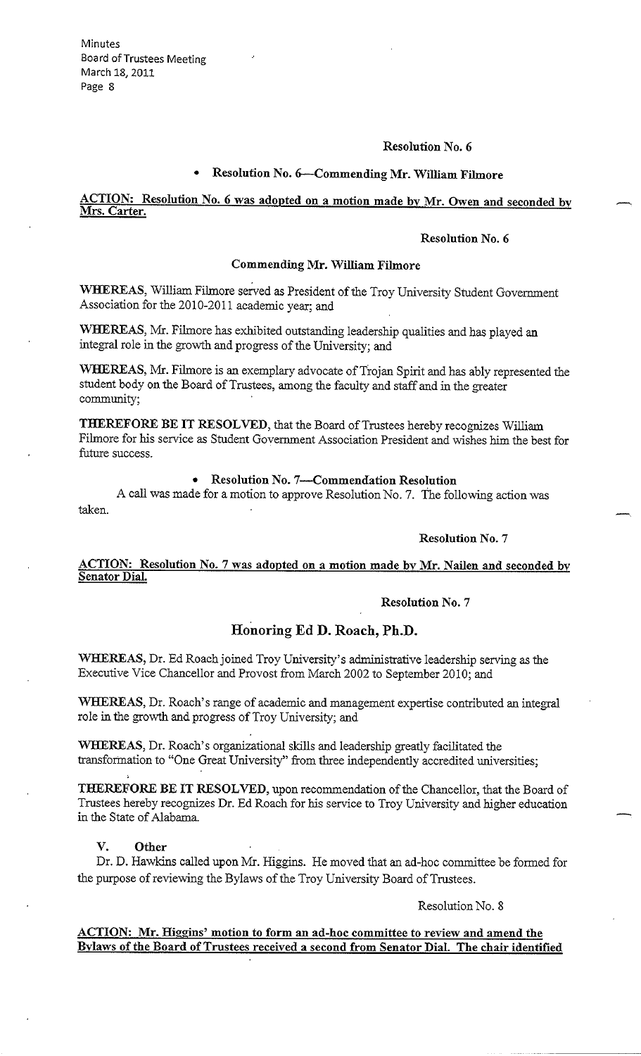**Resolution No. 6**

- **Resolution No. 6—Commending Mr. William Filmore**

**ACTION: Resolution No. 6 was adopted on a motion made by Mr. Owen and seconded by Mrs. Carter.**

**Resolution No. 6**

**Commending Mr. William Filmore**

**WHEREAS**, William Filmore served as President of the Troy University Student Government Association for the 2010-2011 academic year; and

**WHEREAS**, Mr. Filmore has exhibited outstanding leadership qualities and has played an integral role in the growth and progress of the University; and

**WHEREAS**, Mr. Filmore is an exemplary advocate of Trojan Spirit and has ably represented the student body on the Board of Trustees, among the faculty and staff and in the greater community;

**THEREFORE BE IT RESOLVED**, that the Board of Trustees hereby recognizes William Filmore for his service as Student Government Association President and wishes him the best for future success.

- **Resolution No. 7—Commendation Resolution**

A call was made for a motion to approve Resolution No. 7. The following action was taken.

**Resolution No. 7**

**ACTION: Resolution No. 7 was adopted on a motion made by Mr. Nailen and seconded by Senator Dial.**

**Resolution No. 7**

## Honoring Ed D. Roach, Ph.D.

**WHEREAS**, Dr. Ed Roach joined Troy University's administrative leadership serving as the Executive Vice Chancellor and Provost from March 2002 to September 2010; and

**WHEREAS**, Dr. Roach's range of academic and management expertise contributed an integral role in the growth and progress of Troy University; and

**WHEREAS**, Dr. Roach's organizational skills and leadership greatly facilitated the transformation to "One Great University" from three independently accredited universities;

**THEREFORE BE IT RESOLVED**, upon recommendation of the Chancellor, that the Board of Trustees hereby recognizes Dr. Ed Roach for his service to Troy University and higher education in the State of Alabama.

### V. Other

Dr. D. Hawkins called upon Mr. Higgins. He moved that an ad-hoc committee be formed for the purpose of reviewing the Bylaws of the Troy University Board of Trustees.

Resolution No. 8

**ACTION: Mr. Higgins' motion to form an ad-hoc committee to review and amend the Bylaws of the Board of Trustees received a second from Senator Dial. The chair identified**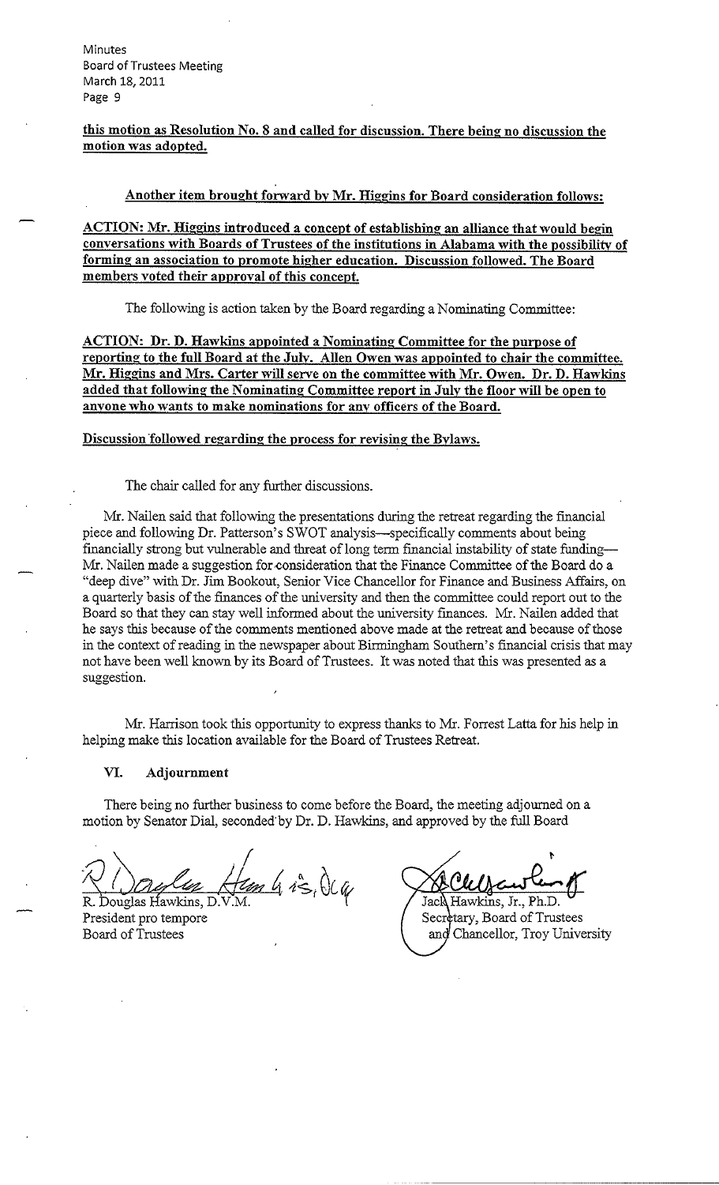**this motion as Resolution No. 8 and called for discussion. There being no discussion the motion was adopted.**

**Another item brought forward by Mr. Higgins for Board consideration follows:**

**ACTION: Mr. Higgins introduced a concept of establishing an alliance that would begin conversations with Boards of Trustees of the institutions in Alabama with the possibility of forming an association to promote higher education. Discussion followed. The Board members voted their approval of this concept.**

The following is action taken by the Board regarding a Nominating Committee:

**ACTION: Dr. D. Hawkins appointed a Nominating Committee for the purpose of reporting to the full Board at the July. Allen Owen was appointed to chair the committee. Mr. Higgins and Mrs. Carter will serve on the committee with Mr. Owen. Dr. D. Hawkins added that following the Nominating Committee report in July the floor will be open to anyone who wants to make nominations for any officers of the Board.**

**Discussion followed regarding the process for revising the Bylaws.**

The chair called for any further discussions.

Mr. Nailen said that following the presentations during the retreat regarding the financial piece and following Dr. Patterson's SWOT analysis—specifically comments about being financially strong but vulnerable and threat of long term financial instability of state funding—Mr. Nailen made a suggestion for consideration that the Finance Committee of the Board do a "deep dive" with Dr. Jim Bookout, Senior Vice Chancellor for Finance and Business Affairs, on a quarterly basis of the finances of the university and then the committee could report out to the Board so that they can stay well informed about the university finances. Mr. Nailen added that he says this because of the comments mentioned above made at the retreat and because of those in the context of reading in the newspaper about Birmingham Southern's financial crisis that may not have been well known by its Board of Trustees. It was noted that this was presented as a suggestion.

Mr. Harrison took this opportunity to express thanks to Mr. Forrest Latta for his help in helping make this location available for the Board of Trustees Retreat.

## VI. Adjournment

There being no further business to come before the Board, the meeting adjourned on a motion by Senator Dial, seconded by Dr. D. Hawkins, and approved by the full Board

R. Douglas Hawkins, D.V.M.
President pro tempore
Board of Trustees

Jack Hawkins, Jr., Ph.D.
Secretary, Board of Trustees
and Chancellor, Troy University